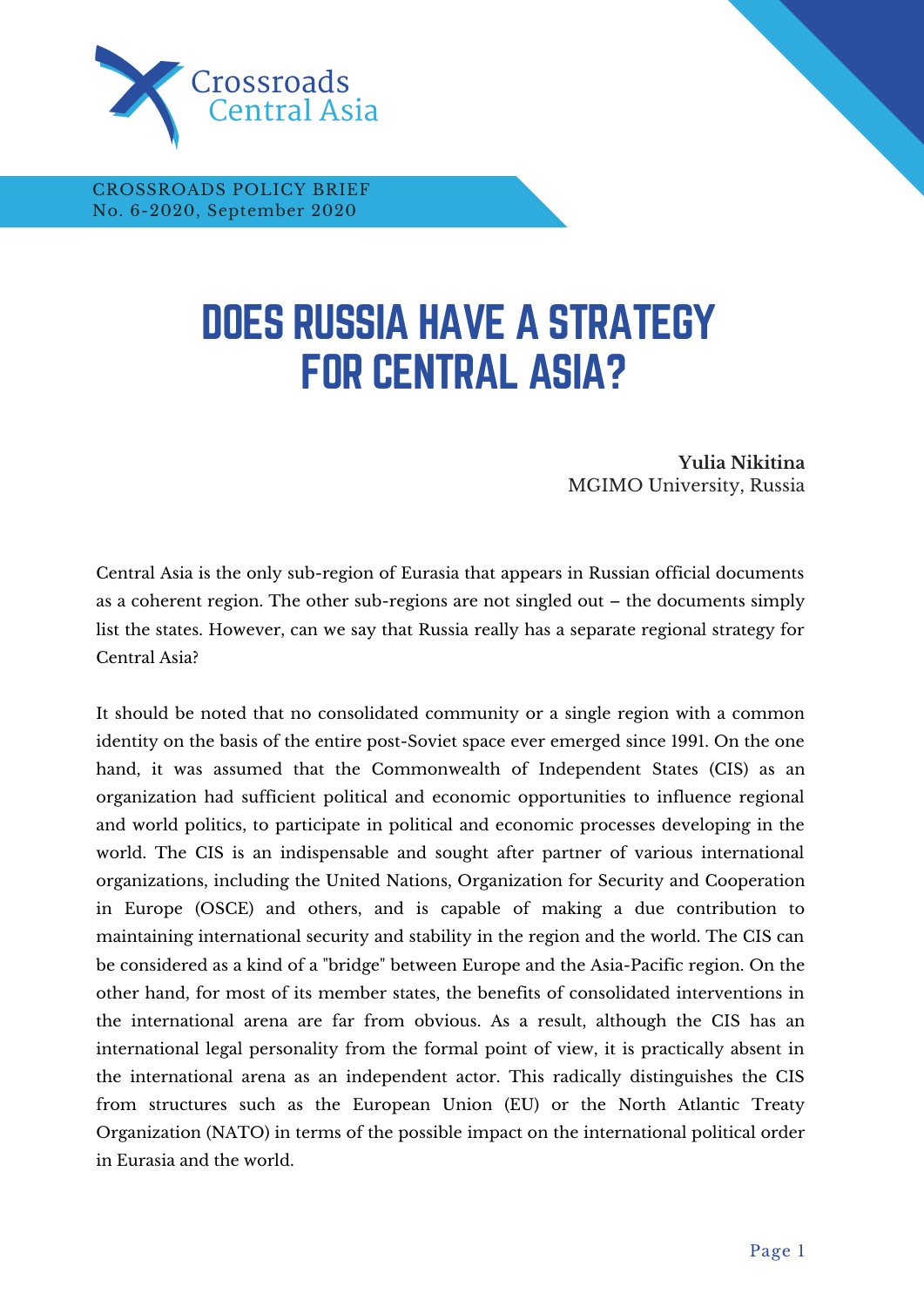Crossroads Central Asia

CROSSROADS POLICY BRIEF
No. 6-2020, September 2020

# DOES RUSSIA HAVE A STRATEGY FOR CENTRAL ASIA?

**Yulia Nikitina**
MGIMO University, Russia

Central Asia is the only sub-region of Eurasia that appears in Russian official documents as a coherent region. The other sub-regions are not singled out – the documents simply list the states. However, can we say that Russia really has a separate regional strategy for Central Asia?

It should be noted that no consolidated community or a single region with a common identity on the basis of the entire post-Soviet space ever emerged since 1991. On the one hand, it was assumed that the Commonwealth of Independent States (CIS) as an organization had sufficient political and economic opportunities to influence regional and world politics, to participate in political and economic processes developing in the world. The CIS is an indispensable and sought after partner of various international organizations, including the United Nations, Organization for Security and Cooperation in Europe (OSCE) and others, and is capable of making a due contribution to maintaining international security and stability in the region and the world. The CIS can be considered as a kind of a "bridge" between Europe and the Asia-Pacific region. On the other hand, for most of its member states, the benefits of consolidated interventions in the international arena are far from obvious. As a result, although the CIS has an international legal personality from the formal point of view, it is practically absent in the international arena as an independent actor. This radically distinguishes the CIS from structures such as the European Union (EU) or the North Atlantic Treaty Organization (NATO) in terms of the possible impact on the international political order in Eurasia and the world.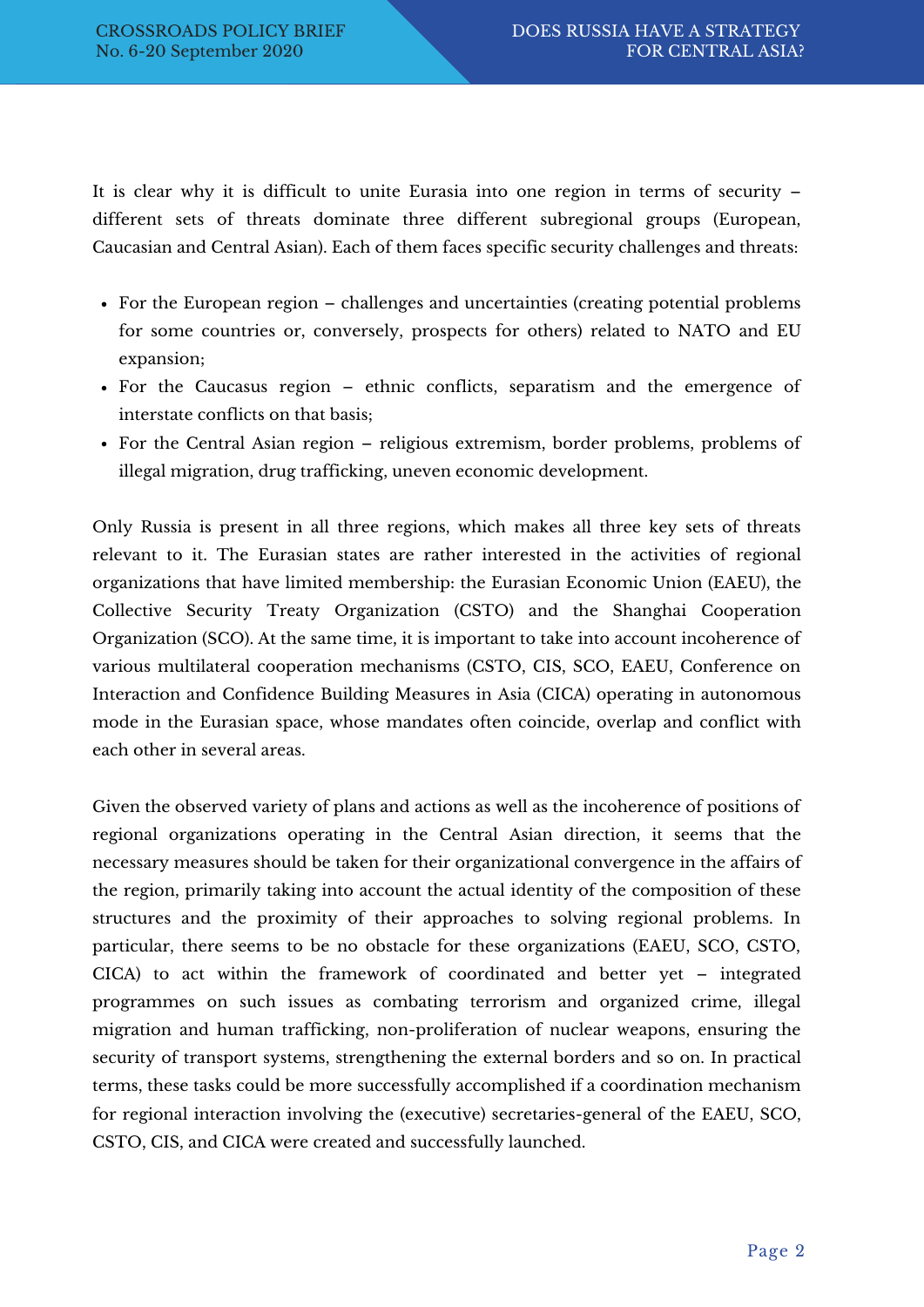It is clear why it is difficult to unite Eurasia into one region in terms of security – different sets of threats dominate three different subregional groups (European, Caucasian and Central Asian). Each of them faces specific security challenges and threats:

- For the European region – challenges and uncertainties (creating potential problems for some countries or, conversely, prospects for others) related to NATO and EU expansion;
- For the Caucasus region – ethnic conflicts, separatism and the emergence of interstate conflicts on that basis;
- For the Central Asian region – religious extremism, border problems, problems of illegal migration, drug trafficking, uneven economic development.

Only Russia is present in all three regions, which makes all three key sets of threats relevant to it. The Eurasian states are rather interested in the activities of regional organizations that have limited membership: the Eurasian Economic Union (EAEU), the Collective Security Treaty Organization (CSTO) and the Shanghai Cooperation Organization (SCO). At the same time, it is important to take into account incoherence of various multilateral cooperation mechanisms (CSTO, CIS, SCO, EAEU, Conference on Interaction and Confidence Building Measures in Asia (CICA) operating in autonomous mode in the Eurasian space, whose mandates often coincide, overlap and conflict with each other in several areas.

Given the observed variety of plans and actions as well as the incoherence of positions of regional organizations operating in the Central Asian direction, it seems that the necessary measures should be taken for their organizational convergence in the affairs of the region, primarily taking into account the actual identity of the composition of these structures and the proximity of their approaches to solving regional problems. In particular, there seems to be no obstacle for these organizations (EAEU, SCO, CSTO, CICA) to act within the framework of coordinated and better yet – integrated programmes on such issues as combating terrorism and organized crime, illegal migration and human trafficking, non-proliferation of nuclear weapons, ensuring the security of transport systems, strengthening the external borders and so on. In practical terms, these tasks could be more successfully accomplished if a coordination mechanism for regional interaction involving the (executive) secretaries-general of the EAEU, SCO, CSTO, CIS, and CICA were created and successfully launched.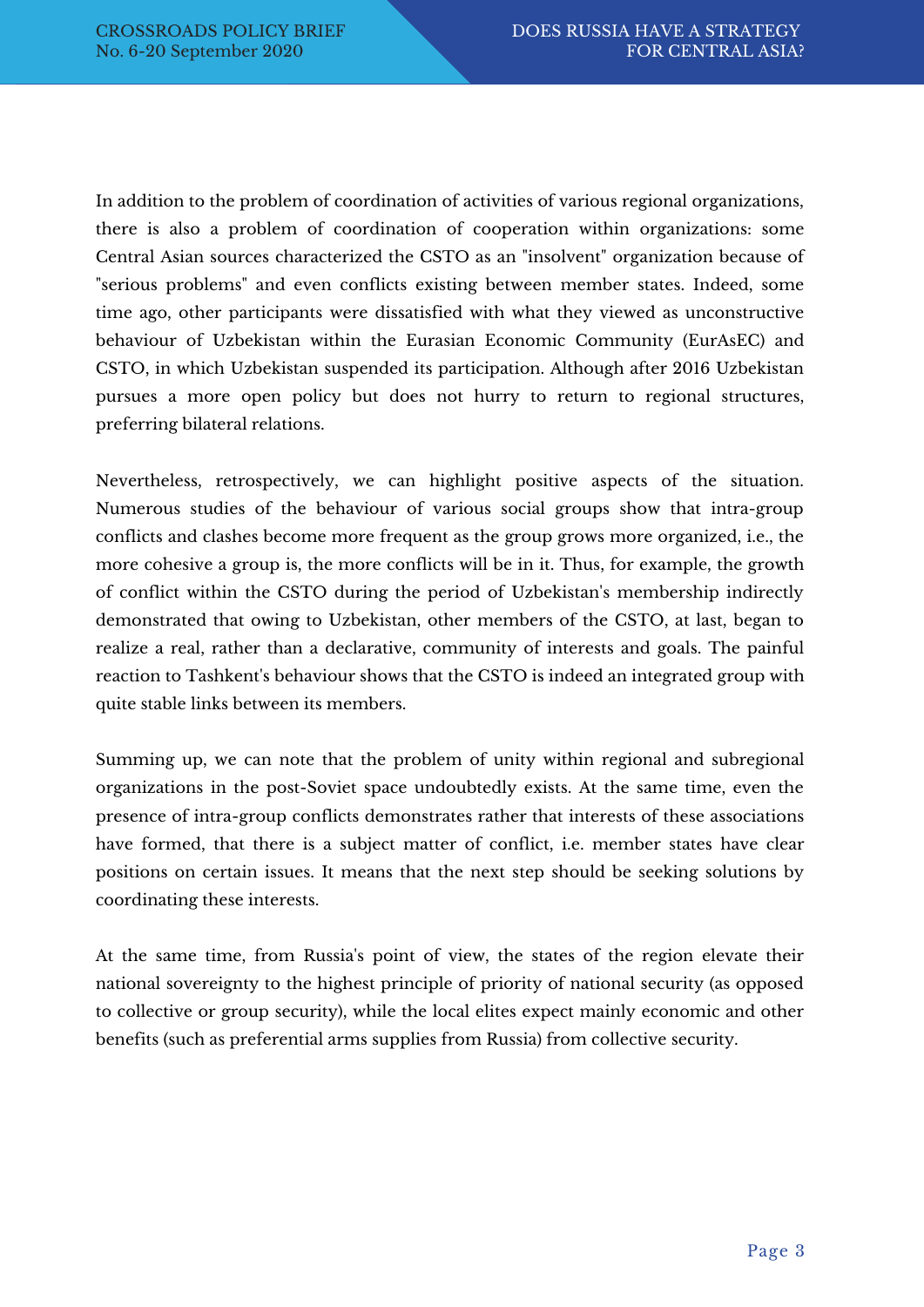In addition to the problem of coordination of activities of various regional organizations, there is also a problem of coordination of cooperation within organizations: some Central Asian sources characterized the CSTO as an "insolvent" organization because of "serious problems" and even conflicts existing between member states. Indeed, some time ago, other participants were dissatisfied with what they viewed as unconstructive behaviour of Uzbekistan within the Eurasian Economic Community (EurAsEC) and CSTO, in which Uzbekistan suspended its participation. Although after 2016 Uzbekistan pursues a more open policy but does not hurry to return to regional structures, preferring bilateral relations.

Nevertheless, retrospectively, we can highlight positive aspects of the situation. Numerous studies of the behaviour of various social groups show that intra-group conflicts and clashes become more frequent as the group grows more organized, i.e., the more cohesive a group is, the more conflicts will be in it. Thus, for example, the growth of conflict within the CSTO during the period of Uzbekistan's membership indirectly demonstrated that owing to Uzbekistan, other members of the CSTO, at last, began to realize a real, rather than a declarative, community of interests and goals. The painful reaction to Tashkent's behaviour shows that the CSTO is indeed an integrated group with quite stable links between its members.

Summing up, we can note that the problem of unity within regional and subregional organizations in the post-Soviet space undoubtedly exists. At the same time, even the presence of intra-group conflicts demonstrates rather that interests of these associations have formed, that there is a subject matter of conflict, i.e. member states have clear positions on certain issues. It means that the next step should be seeking solutions by coordinating these interests.

At the same time, from Russia's point of view, the states of the region elevate their national sovereignty to the highest principle of priority of national security (as opposed to collective or group security), while the local elites expect mainly economic and other benefits (such as preferential arms supplies from Russia) from collective security.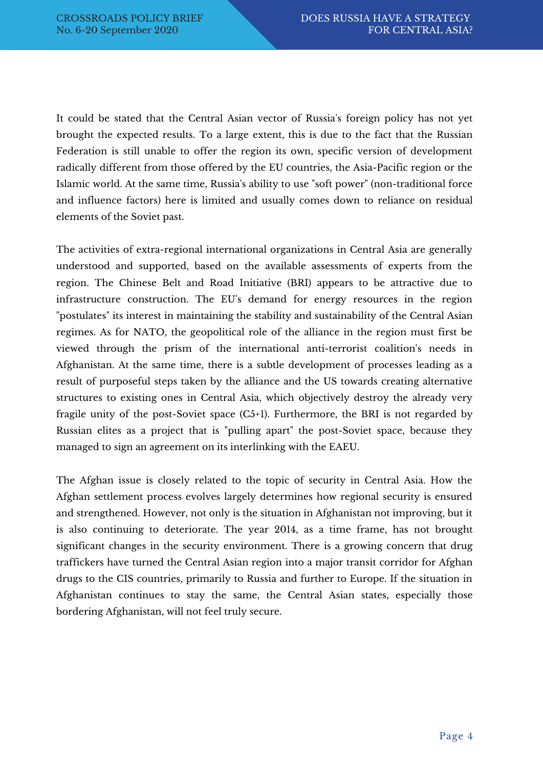It could be stated that the Central Asian vector of Russia's foreign policy has not yet brought the expected results. To a large extent, this is due to the fact that the Russian Federation is still unable to offer the region its own, specific version of development radically different from those offered by the EU countries, the Asia-Pacific region or the Islamic world. At the same time, Russia's ability to use "soft power" (non-traditional force and influence factors) here is limited and usually comes down to reliance on residual elements of the Soviet past.

The activities of extra-regional international organizations in Central Asia are generally understood and supported, based on the available assessments of experts from the region. The Chinese Belt and Road Initiative (BRI) appears to be attractive due to infrastructure construction. The EU's demand for energy resources in the region "postulates" its interest in maintaining the stability and sustainability of the Central Asian regimes. As for NATO, the geopolitical role of the alliance in the region must first be viewed through the prism of the international anti-terrorist coalition's needs in Afghanistan. At the same time, there is a subtle development of processes leading as a result of purposeful steps taken by the alliance and the US towards creating alternative structures to existing ones in Central Asia, which objectively destroy the already very fragile unity of the post-Soviet space (C5+1). Furthermore, the BRI is not regarded by Russian elites as a project that is "pulling apart" the post-Soviet space, because they managed to sign an agreement on its interlinking with the EAEU.

The Afghan issue is closely related to the topic of security in Central Asia. How the Afghan settlement process evolves largely determines how regional security is ensured and strengthened. However, not only is the situation in Afghanistan not improving, but it is also continuing to deteriorate. The year 2014, as a time frame, has not brought significant changes in the security environment. There is a growing concern that drug traffickers have turned the Central Asian region into a major transit corridor for Afghan drugs to the CIS countries, primarily to Russia and further to Europe. If the situation in Afghanistan continues to stay the same, the Central Asian states, especially those bordering Afghanistan, will not feel truly secure.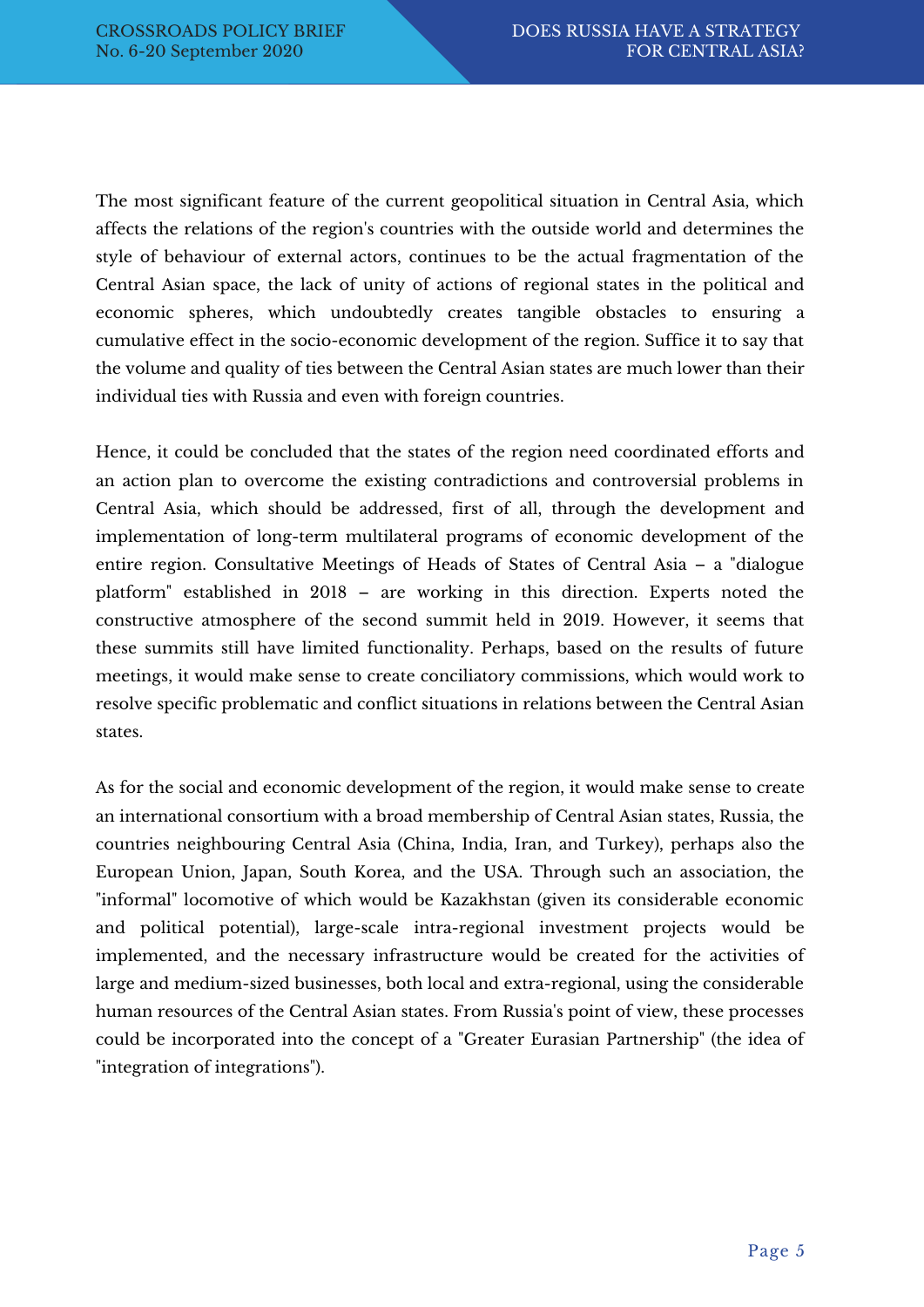The most significant feature of the current geopolitical situation in Central Asia, which affects the relations of the region's countries with the outside world and determines the style of behaviour of external actors, continues to be the actual fragmentation of the Central Asian space, the lack of unity of actions of regional states in the political and economic spheres, which undoubtedly creates tangible obstacles to ensuring a cumulative effect in the socio-economic development of the region. Suffice it to say that the volume and quality of ties between the Central Asian states are much lower than their individual ties with Russia and even with foreign countries.

Hence, it could be concluded that the states of the region need coordinated efforts and an action plan to overcome the existing contradictions and controversial problems in Central Asia, which should be addressed, first of all, through the development and implementation of long-term multilateral programs of economic development of the entire region. Consultative Meetings of Heads of States of Central Asia – a "dialogue platform" established in 2018 – are working in this direction. Experts noted the constructive atmosphere of the second summit held in 2019. However, it seems that these summits still have limited functionality. Perhaps, based on the results of future meetings, it would make sense to create conciliatory commissions, which would work to resolve specific problematic and conflict situations in relations between the Central Asian states.

As for the social and economic development of the region, it would make sense to create an international consortium with a broad membership of Central Asian states, Russia, the countries neighbouring Central Asia (China, India, Iran, and Turkey), perhaps also the European Union, Japan, South Korea, and the USA. Through such an association, the "informal" locomotive of which would be Kazakhstan (given its considerable economic and political potential), large-scale intra-regional investment projects would be implemented, and the necessary infrastructure would be created for the activities of large and medium-sized businesses, both local and extra-regional, using the considerable human resources of the Central Asian states. From Russia's point of view, these processes could be incorporated into the concept of a "Greater Eurasian Partnership" (the idea of "integration of integrations").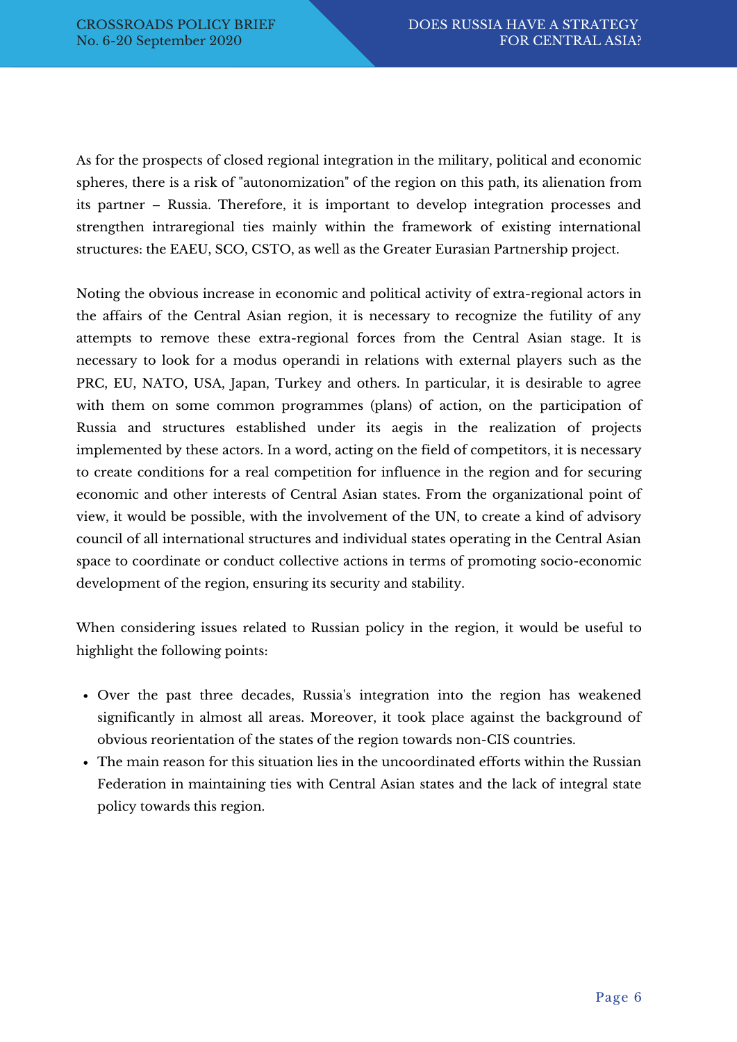As for the prospects of closed regional integration in the military, political and economic spheres, there is a risk of "autonomization" of the region on this path, its alienation from its partner – Russia. Therefore, it is important to develop integration processes and strengthen intraregional ties mainly within the framework of existing international structures: the EAEU, SCO, CSTO, as well as the Greater Eurasian Partnership project.

Noting the obvious increase in economic and political activity of extra-regional actors in the affairs of the Central Asian region, it is necessary to recognize the futility of any attempts to remove these extra-regional forces from the Central Asian stage. It is necessary to look for a modus operandi in relations with external players such as the PRC, EU, NATO, USA, Japan, Turkey and others. In particular, it is desirable to agree with them on some common programmes (plans) of action, on the participation of Russia and structures established under its aegis in the realization of projects implemented by these actors. In a word, acting on the field of competitors, it is necessary to create conditions for a real competition for influence in the region and for securing economic and other interests of Central Asian states. From the organizational point of view, it would be possible, with the involvement of the UN, to create a kind of advisory council of all international structures and individual states operating in the Central Asian space to coordinate or conduct collective actions in terms of promoting socio-economic development of the region, ensuring its security and stability.

When considering issues related to Russian policy in the region, it would be useful to highlight the following points:

- Over the past three decades, Russia's integration into the region has weakened significantly in almost all areas. Moreover, it took place against the background of obvious reorientation of the states of the region towards non-CIS countries.
- The main reason for this situation lies in the uncoordinated efforts within the Russian Federation in maintaining ties with Central Asian states and the lack of integral state policy towards this region.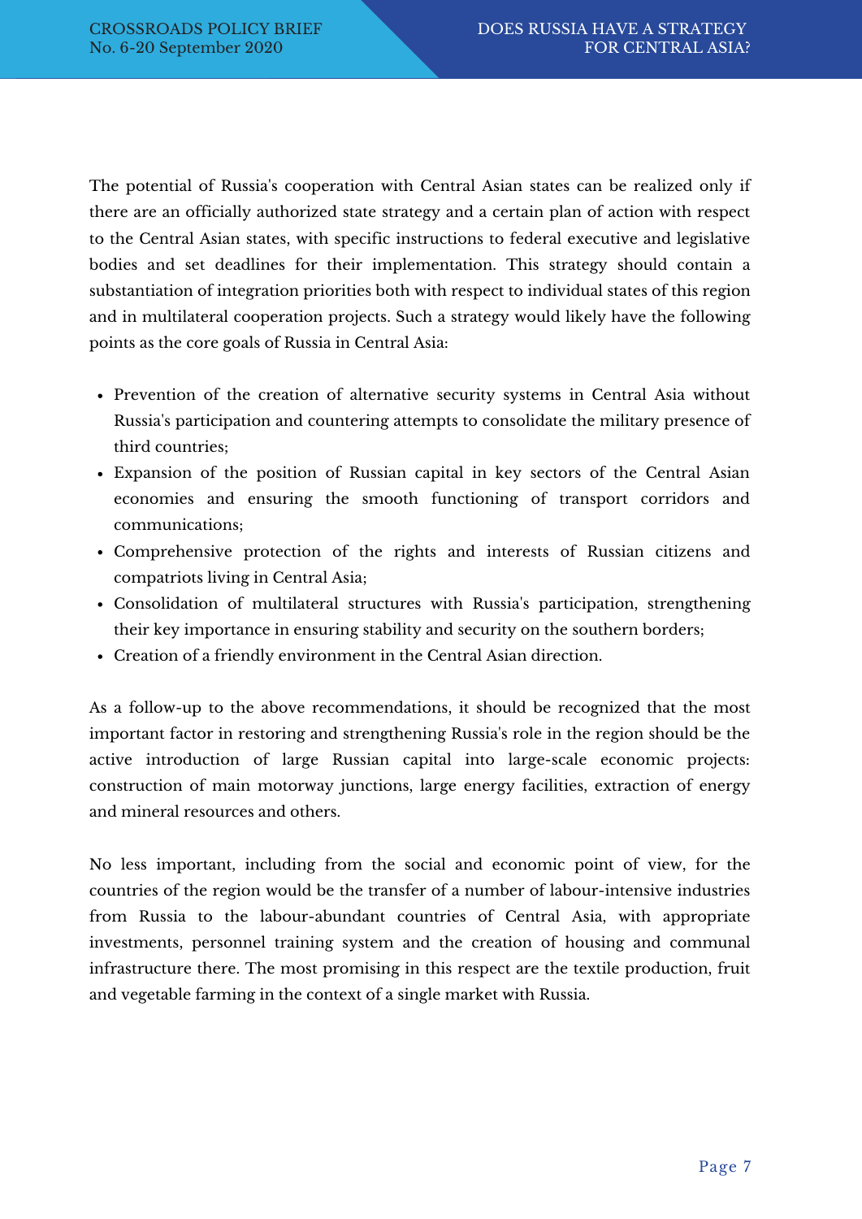The potential of Russia's cooperation with Central Asian states can be realized only if there are an officially authorized state strategy and a certain plan of action with respect to the Central Asian states, with specific instructions to federal executive and legislative bodies and set deadlines for their implementation. This strategy should contain a substantiation of integration priorities both with respect to individual states of this region and in multilateral cooperation projects. Such a strategy would likely have the following points as the core goals of Russia in Central Asia:

- Prevention of the creation of alternative security systems in Central Asia without Russia's participation and countering attempts to consolidate the military presence of third countries;
- Expansion of the position of Russian capital in key sectors of the Central Asian economies and ensuring the smooth functioning of transport corridors and communications;
- Comprehensive protection of the rights and interests of Russian citizens and compatriots living in Central Asia;
- Consolidation of multilateral structures with Russia's participation, strengthening their key importance in ensuring stability and security on the southern borders;
- Creation of a friendly environment in the Central Asian direction.

As a follow-up to the above recommendations, it should be recognized that the most important factor in restoring and strengthening Russia's role in the region should be the active introduction of large Russian capital into large-scale economic projects: construction of main motorway junctions, large energy facilities, extraction of energy and mineral resources and others.

No less important, including from the social and economic point of view, for the countries of the region would be the transfer of a number of labour-intensive industries from Russia to the labour-abundant countries of Central Asia, with appropriate investments, personnel training system and the creation of housing and communal infrastructure there. The most promising in this respect are the textile production, fruit and vegetable farming in the context of a single market with Russia.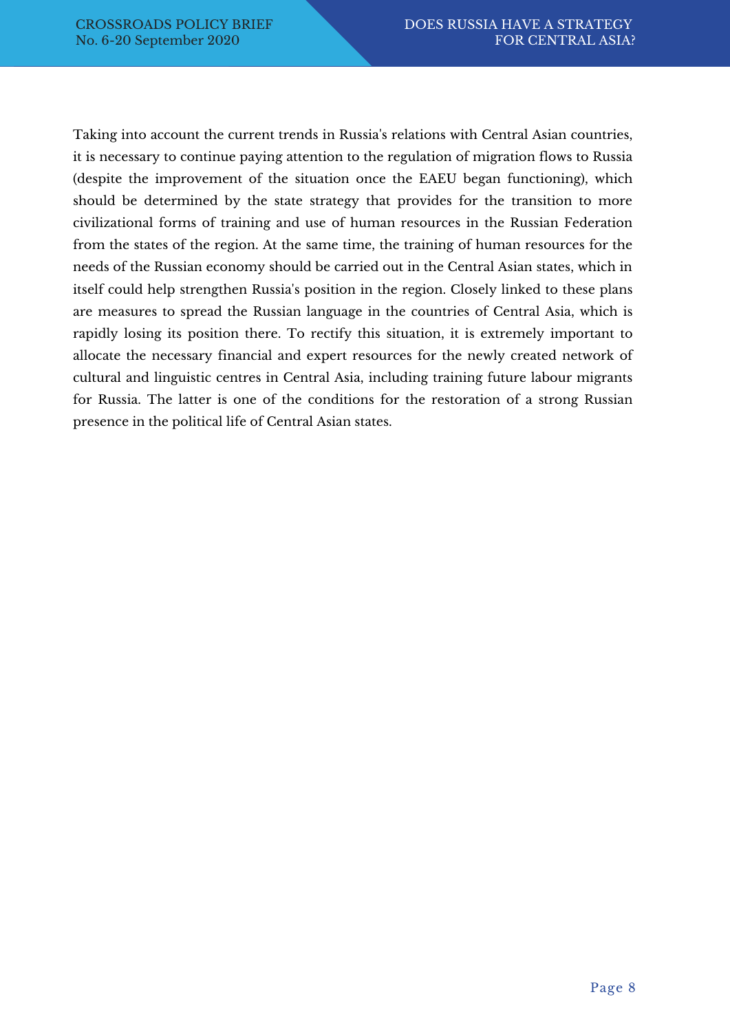Taking into account the current trends in Russia's relations with Central Asian countries, it is necessary to continue paying attention to the regulation of migration flows to Russia (despite the improvement of the situation once the EAEU began functioning), which should be determined by the state strategy that provides for the transition to more civilizational forms of training and use of human resources in the Russian Federation from the states of the region. At the same time, the training of human resources for the needs of the Russian economy should be carried out in the Central Asian states, which in itself could help strengthen Russia's position in the region. Closely linked to these plans are measures to spread the Russian language in the countries of Central Asia, which is rapidly losing its position there. To rectify this situation, it is extremely important to allocate the necessary financial and expert resources for the newly created network of cultural and linguistic centres in Central Asia, including training future labour migrants for Russia. The latter is one of the conditions for the restoration of a strong Russian presence in the political life of Central Asian states.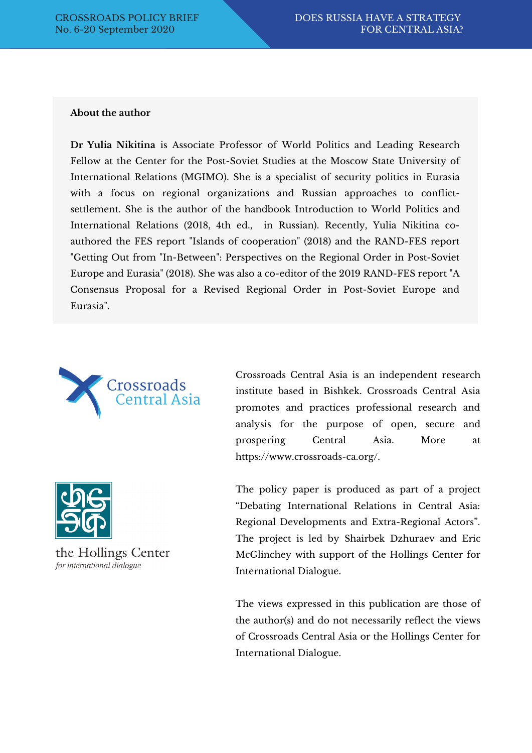**About the author**

**Dr Yulia Nikitina** is Associate Professor of World Politics and Leading Research Fellow at the Center for the Post-Soviet Studies at the Moscow State University of International Relations (MGIMO). She is a specialist of security politics in Eurasia with a focus on regional organizations and Russian approaches to conflict-settlement. She is the author of the handbook Introduction to World Politics and International Relations (2018, 4th ed., in Russian). Recently, Yulia Nikitina co-authored the FES report "Islands of cooperation" (2018) and the RAND-FES report "Getting Out from "In-Between": Perspectives on the Regional Order in Post-Soviet Europe and Eurasia" (2018). She was also a co-editor of the 2019 RAND-FES report "A Consensus Proposal for a Revised Regional Order in Post-Soviet Europe and Eurasia".

Crossroads Central Asia

Crossroads Central Asia is an independent research institute based in Bishkek. Crossroads Central Asia promotes and practices professional research and analysis for the purpose of open, secure and prospering Central Asia. More at https://www.crossroads-ca.org/.

the Hollings Center
*for international dialogue*

The policy paper is produced as part of a project "Debating International Relations in Central Asia: Regional Developments and Extra-Regional Actors". The project is led by Shairbek Dzhuraev and Eric McGlinchey with support of the Hollings Center for International Dialogue.

The views expressed in this publication are those of the author(s) and do not necessarily reflect the views of Crossroads Central Asia or the Hollings Center for International Dialogue.